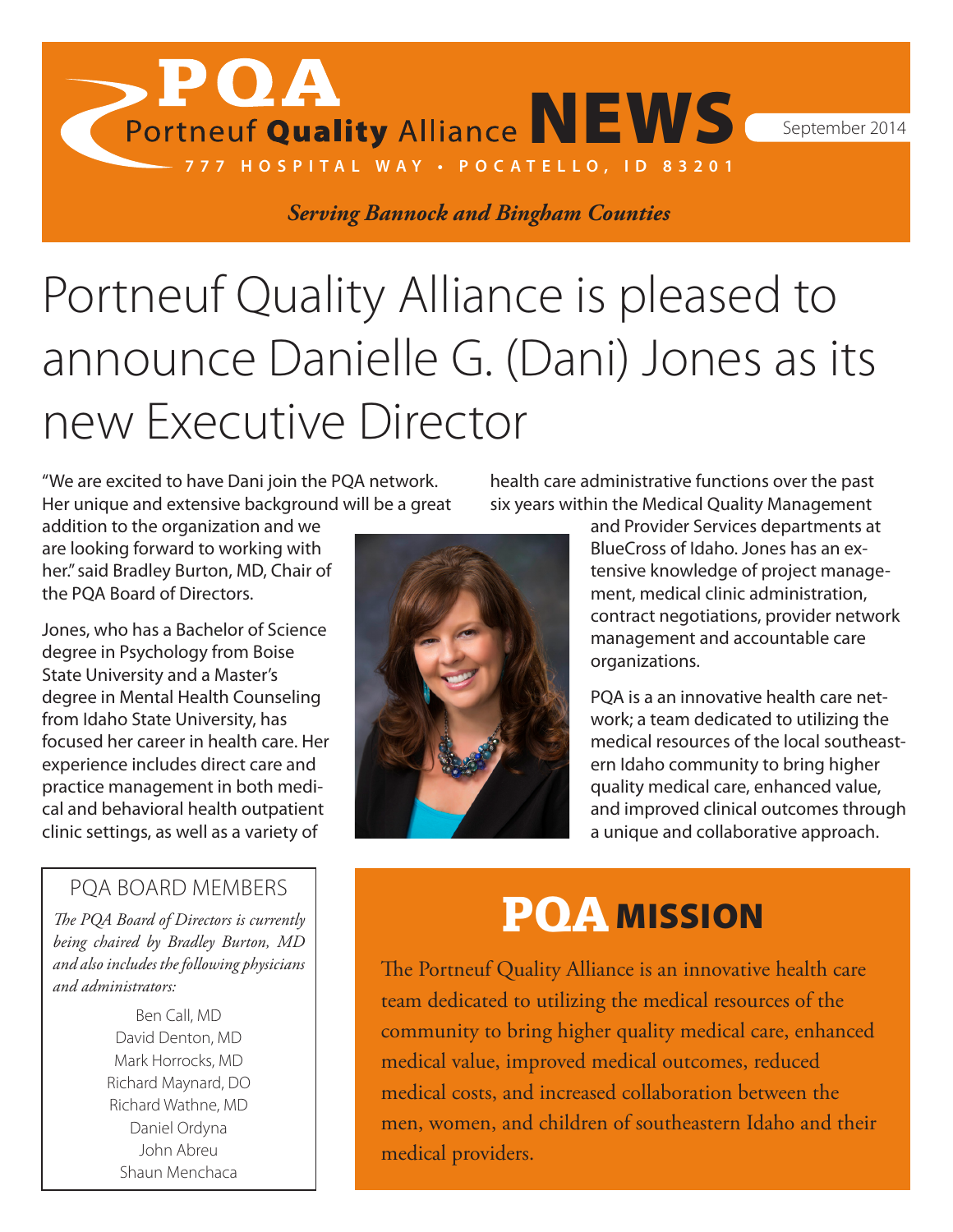# PQA Portneuf Quality Alliance NEWS

September 2014

777 HOSPITAL WAY • POCATELLO, ID 83201

*Serving Bannock and Bingham Counties*

# Portneuf Quality Alliance is pleased to announce Danielle G. (Dani) Jones as its new Executive Director

"We are excited to have Dani join the PQA network. Her unique and extensive background will be a great addition to the organization and we are looking forward to working with her." said Bradley Burton, MD, Chair of the PQA Board of Directors.

Jones, who has a Bachelor of Science degree in Psychology from Boise State University and a Master's degree in Mental Health Counseling from Idaho State University, has focused her career in health care. Her experience includes direct care and practice management in both medical and behavioral health outpatient clinic settings, as well as a variety of health care administrative functions over the past six years within the Medical Quality Management and Provider Services departments at BlueCross of Idaho. Jones has an extensive knowledge of project management, medical clinic administration, contract negotiations, provider network management and accountable care organizations.

PQA is a an innovative health care network; a team dedicated to utilizing the medical resources of the local southeastern Idaho community to bring higher quality medical care, enhanced value, and improved clinical outcomes through a unique and collaborative approach.

## PQA BOARD MEMBERS

*The PQA Board of Directors is currently being chaired by Bradley Burton, MD and also includes the following physicians and administrators:*

Ben Call, MD
David Denton, MD
Mark Horrocks, MD
Richard Maynard, DO
Richard Wathne, MD
Daniel Ordyna
John Abreu
Shaun Menchaca

## PQA MISSION

The Portneuf Quality Alliance is an innovative health care team dedicated to utilizing the medical resources of the community to bring higher quality medical care, enhanced medical value, improved medical outcomes, reduced medical costs, and increased collaboration between the men, women, and children of southeastern Idaho and their medical providers.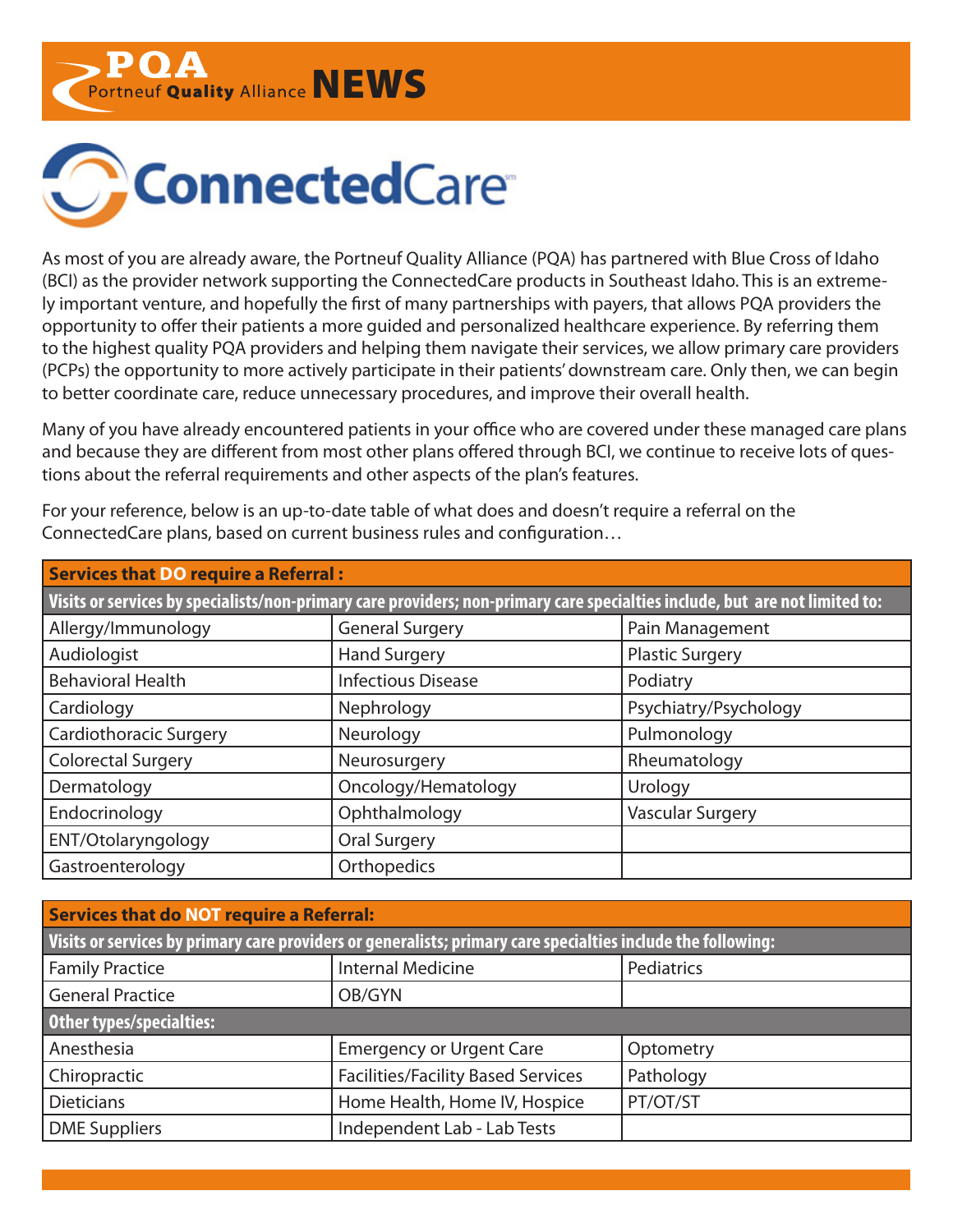# PQA Portneuf Quality Alliance NEWS

# ConnectedCare[sm]

As most of you are already aware, the Portneuf Quality Alliance (PQA) has partnered with Blue Cross of Idaho (BCI) as the provider network supporting the ConnectedCare products in Southeast Idaho. This is an extremely important venture, and hopefully the first of many partnerships with payers, that allows PQA providers the opportunity to offer their patients a more guided and personalized healthcare experience. By referring them to the highest quality PQA providers and helping them navigate their services, we allow primary care providers (PCPs) the opportunity to more actively participate in their patients' downstream care. Only then, we can begin to better coordinate care, reduce unnecessary procedures, and improve their overall health.

Many of you have already encountered patients in your office who are covered under these managed care plans and because they are different from most other plans offered through BCI, we continue to receive lots of questions about the referral requirements and other aspects of the plan's features.

For your reference, below is an up-to-date table of what does and doesn't require a referral on the ConnectedCare plans, based on current business rules and configuration…

| **Services that DO require a Referral :** | | |
|---|---|---|
| **Visits or services by specialists/non-primary care providers; non-primary care specialties include, but are not limited to:** | | |
| Allergy/Immunology | General Surgery | Pain Management |
| Audiologist | Hand Surgery | Plastic Surgery |
| Behavioral Health | Infectious Disease | Podiatry |
| Cardiology | Nephrology | Psychiatry/Psychology |
| Cardiothoracic Surgery | Neurology | Pulmonology |
| Colorectal Surgery | Neurosurgery | Rheumatology |
| Dermatology | Oncology/Hematology | Urology |
| Endocrinology | Ophthalmology | Vascular Surgery |
| ENT/Otolaryngology | Oral Surgery | |
| Gastroenterology | Orthopedics | |

| **Services that do NOT require a Referral:** | | |
|---|---|---|
| **Visits or services by primary care providers or generalists; primary care specialties include the following:** | | |
| Family Practice | Internal Medicine | Pediatrics |
| General Practice | OB/GYN | |
| **Other types/specialties:** | | |
| Anesthesia | Emergency or Urgent Care | Optometry |
| Chiropractic | Facilities/Facility Based Services | Pathology |
| Dieticians | Home Health, Home IV, Hospice | PT/OT/ST |
| DME Suppliers | Independent Lab - Lab Tests | |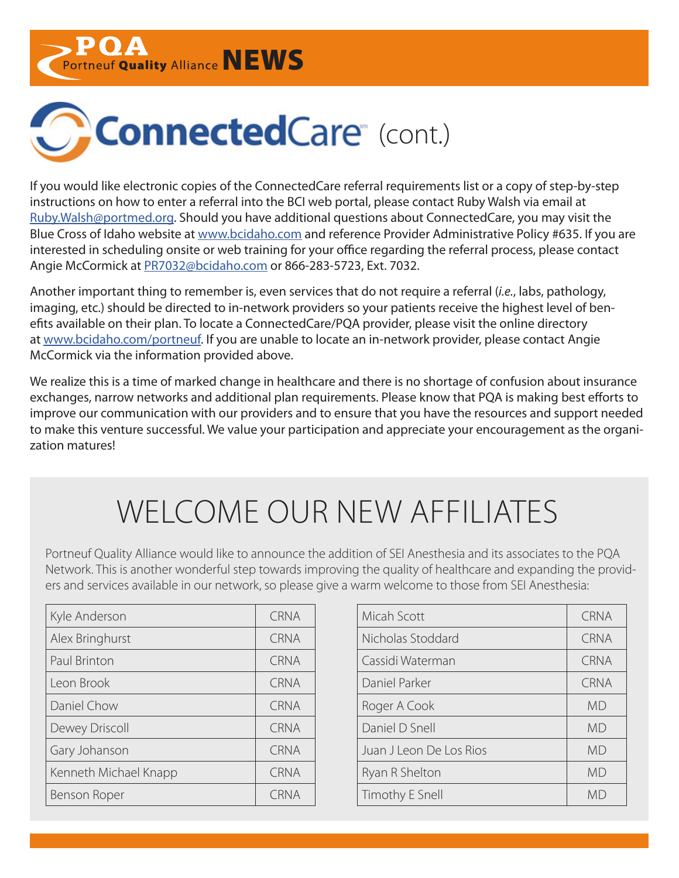# ConnectedCare (cont.)

If you would like electronic copies of the ConnectedCare referral requirements list or a copy of step-by-step instructions on how to enter a referral into the BCI web portal, please contact Ruby Walsh via email at Ruby.Walsh@portmed.org. Should you have additional questions about ConnectedCare, you may visit the Blue Cross of Idaho website at www.bcidaho.com and reference Provider Administrative Policy #635. If you are interested in scheduling onsite or web training for your office regarding the referral process, please contact Angie McCormick at PR7032@bcidaho.com or 866-283-5723, Ext. 7032.

Another important thing to remember is, even services that do not require a referral (*i.e.*, labs, pathology, imaging, etc.) should be directed to in-network providers so your patients receive the highest level of benefits available on their plan. To locate a ConnectedCare/PQA provider, please visit the online directory at www.bcidaho.com/portneuf. If you are unable to locate an in-network provider, please contact Angie McCormick via the information provided above.

We realize this is a time of marked change in healthcare and there is no shortage of confusion about insurance exchanges, narrow networks and additional plan requirements. Please know that PQA is making best efforts to improve our communication with our providers and to ensure that you have the resources and support needed to make this venture successful. We value your participation and appreciate your encouragement as the organization matures!

## WELCOME OUR NEW AFFILIATES

Portneuf Quality Alliance would like to announce the addition of SEI Anesthesia and its associates to the PQA Network. This is another wonderful step towards improving the quality of healthcare and expanding the providers and services available in our network, so please give a warm welcome to those from SEI Anesthesia:

| Name | Credential |
|---|---|
| Kyle Anderson | CRNA |
| Alex Bringhurst | CRNA |
| Paul Brinton | CRNA |
| Leon Brook | CRNA |
| Daniel Chow | CRNA |
| Dewey Driscoll | CRNA |
| Gary Johanson | CRNA |
| Kenneth Michael Knapp | CRNA |
| Benson Roper | CRNA |

| Name | Credential |
|---|---|
| Micah Scott | CRNA |
| Nicholas Stoddard | CRNA |
| Cassidi Waterman | CRNA |
| Daniel Parker | CRNA |
| Roger A Cook | MD |
| Daniel D Snell | MD |
| Juan J Leon De Los Rios | MD |
| Ryan R Shelton | MD |
| Timothy E Snell | MD |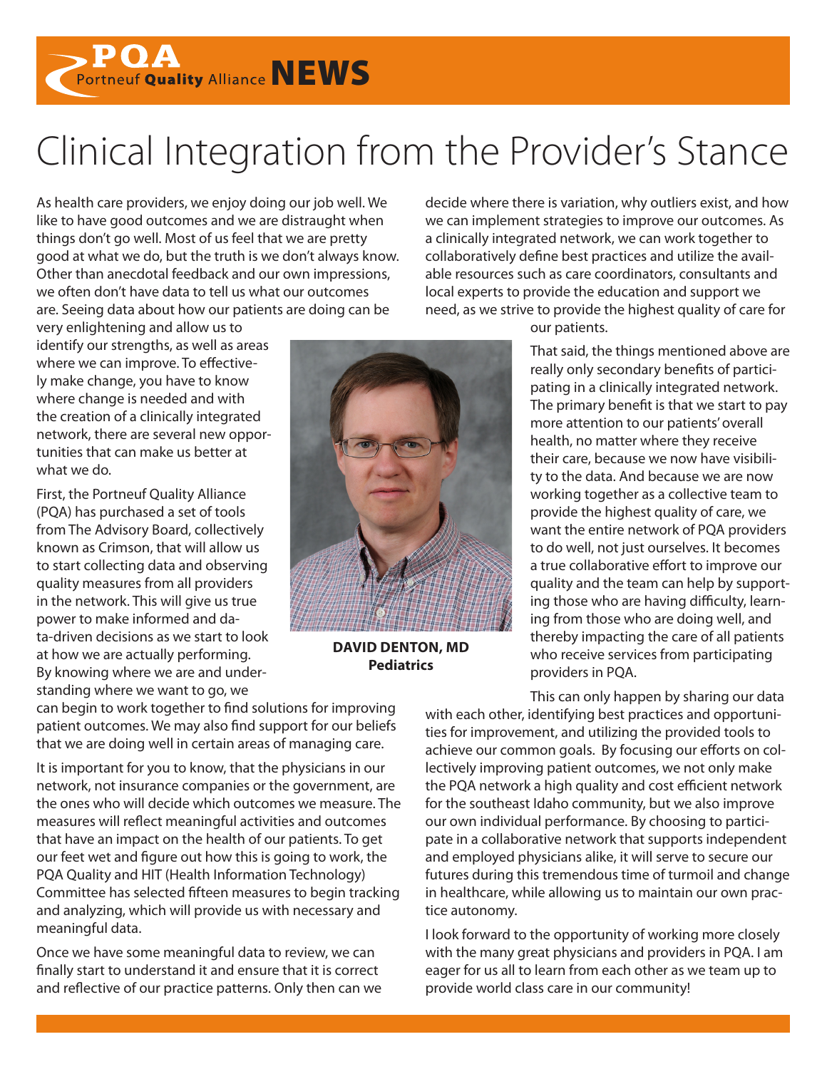# PQA Portneuf Quality Alliance NEWS

# Clinical Integration from the Provider's Stance

As health care providers, we enjoy doing our job well. We like to have good outcomes and we are distraught when things don't go well. Most of us feel that we are pretty good at what we do, but the truth is we don't always know. Other than anecdotal feedback and our own impressions, we often don't have data to tell us what our outcomes are. Seeing data about how our patients are doing can be very enlightening and allow us to identify our strengths, as well as areas where we can improve. To effectively make change, you have to know where change is needed and with the creation of a clinically integrated network, there are several new opportunities that can make us better at what we do.

First, the Portneuf Quality Alliance (PQA) has purchased a set of tools from The Advisory Board, collectively known as Crimson, that will allow us to start collecting data and observing quality measures from all providers in the network. This will give us true power to make informed and data-driven decisions as we start to look at how we are actually performing. By knowing where we are and understanding where we want to go, we can begin to work together to find solutions for improving patient outcomes. We may also find support for our beliefs that we are doing well in certain areas of managing care.

It is important for you to know, that the physicians in our network, not insurance companies or the government, are the ones who will decide which outcomes we measure. The measures will reflect meaningful activities and outcomes that have an impact on the health of our patients. To get our feet wet and figure out how this is going to work, the PQA Quality and HIT (Health Information Technology) Committee has selected fifteen measures to begin tracking and analyzing, which will provide us with necessary and meaningful data.

Once we have some meaningful data to review, we can finally start to understand it and ensure that it is correct and reflective of our practice patterns. Only then can we decide where there is variation, why outliers exist, and how we can implement strategies to improve our outcomes. As a clinically integrated network, we can work together to collaboratively define best practices and utilize the available resources such as care coordinators, consultants and local experts to provide the education and support we need, as we strive to provide the highest quality of care for our patients.

**DAVID DENTON, MD**
**Pediatrics**

That said, the things mentioned above are really only secondary benefits of participating in a clinically integrated network. The primary benefit is that we start to pay more attention to our patients' overall health, no matter where they receive their care, because we now have visibility to the data. And because we are now working together as a collective team to provide the highest quality of care, we want the entire network of PQA providers to do well, not just ourselves. It becomes a true collaborative effort to improve our quality and the team can help by supporting those who are having difficulty, learning from those who are doing well, and thereby impacting the care of all patients who receive services from participating providers in PQA.

This can only happen by sharing our data with each other, identifying best practices and opportunities for improvement, and utilizing the provided tools to achieve our common goals. By focusing our efforts on collectively improving patient outcomes, we not only make the PQA network a high quality and cost efficient network for the southeast Idaho community, but we also improve our own individual performance. By choosing to participate in a collaborative network that supports independent and employed physicians alike, it will serve to secure our futures during this tremendous time of turmoil and change in healthcare, while allowing us to maintain our own practice autonomy.

I look forward to the opportunity of working more closely with the many great physicians and providers in PQA. I am eager for us all to learn from each other as we team up to provide world class care in our community!